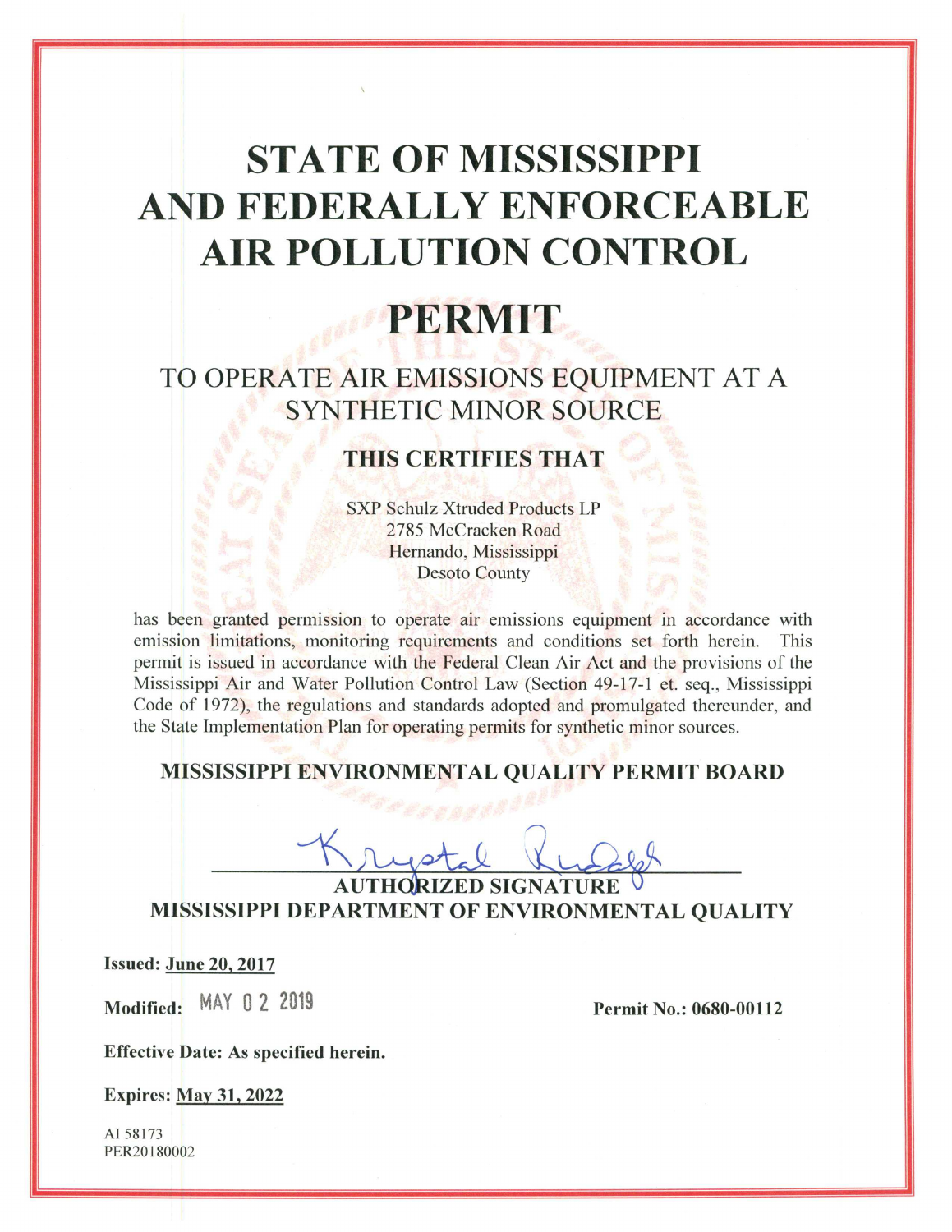# STATE OF MISSISSIPPI AND FEDERALLY ENFORCEABLE AIR POLLUTION CONTROL

# PERMIT

## TO OPERATE AIR EMISSIONS EQUIPMENT AT A SYNTHETIC MINOR SOURCE

### THIS CERTIFIES THAT

SXP Schulz Xtruded Products LP
2785 McCracken Road
Hernando, Mississippi
Desoto County

has been granted permission to operate air emissions equipment in accordance with emission limitations, monitoring requirements and conditions set forth herein. This permit is issued in accordance with the Federal Clean Air Act and the provisions of the Mississippi Air and Water Pollution Control Law (Section 49-17-1 et. seq., Mississippi Code of 1972), the regulations and standards adopted and promulgated thereunder, and the State Implementation Plan for operating permits for synthetic minor sources.

**MISSISSIPPI ENVIRONMENTAL QUALITY PERMIT BOARD**

Krystal Rudolph

**AUTHORIZED SIGNATURE**

**MISSISSIPPI DEPARTMENT OF ENVIRONMENTAL QUALITY**

**Issued:** **June 20, 2017**

**Modified:** MAY 02 2019

**Permit No.: 0680-00112**

**Effective Date: As specified herein.**

**Expires:** **May 31, 2022**

AI 58173
PER20180002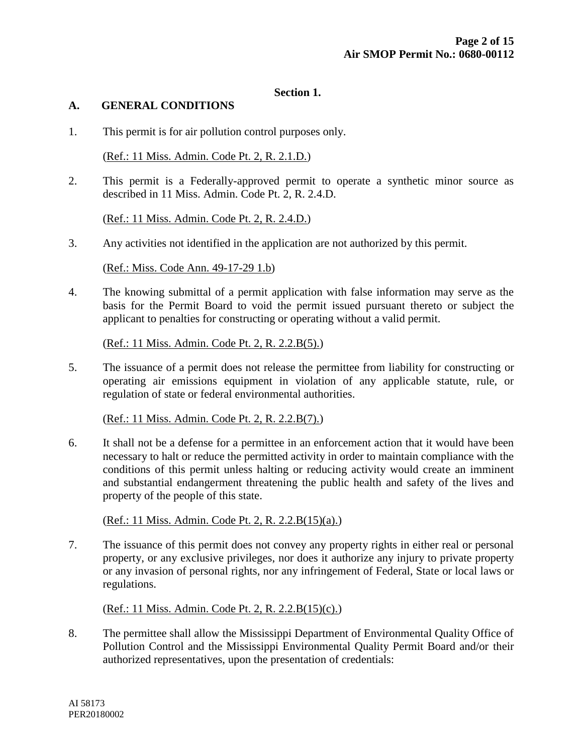## Section 1.

### A. GENERAL CONDITIONS

1. This permit is for air pollution control purposes only.

   (Ref.: 11 Miss. Admin. Code Pt. 2, R. 2.1.D.)

2. This permit is a Federally-approved permit to operate a synthetic minor source as described in 11 Miss. Admin. Code Pt. 2, R. 2.4.D.

   (Ref.: 11 Miss. Admin. Code Pt. 2, R. 2.4.D.)

3. Any activities not identified in the application are not authorized by this permit.

   (Ref.: Miss. Code Ann. 49-17-29 1.b)

4. The knowing submittal of a permit application with false information may serve as the basis for the Permit Board to void the permit issued pursuant thereto or subject the applicant to penalties for constructing or operating without a valid permit.

   (Ref.: 11 Miss. Admin. Code Pt. 2, R. 2.2.B(5).)

5. The issuance of a permit does not release the permittee from liability for constructing or operating air emissions equipment in violation of any applicable statute, rule, or regulation of state or federal environmental authorities.

   (Ref.: 11 Miss. Admin. Code Pt. 2, R. 2.2.B(7).)

6. It shall not be a defense for a permittee in an enforcement action that it would have been necessary to halt or reduce the permitted activity in order to maintain compliance with the conditions of this permit unless halting or reducing activity would create an imminent and substantial endangerment threatening the public health and safety of the lives and property of the people of this state.

   (Ref.: 11 Miss. Admin. Code Pt. 2, R. 2.2.B(15)(a).)

7. The issuance of this permit does not convey any property rights in either real or personal property, or any exclusive privileges, nor does it authorize any injury to private property or any invasion of personal rights, nor any infringement of Federal, State or local laws or regulations.

   (Ref.: 11 Miss. Admin. Code Pt. 2, R. 2.2.B(15)(c).)

8. The permittee shall allow the Mississippi Department of Environmental Quality Office of Pollution Control and the Mississippi Environmental Quality Permit Board and/or their authorized representatives, upon the presentation of credentials:

AI 58173
PER20180002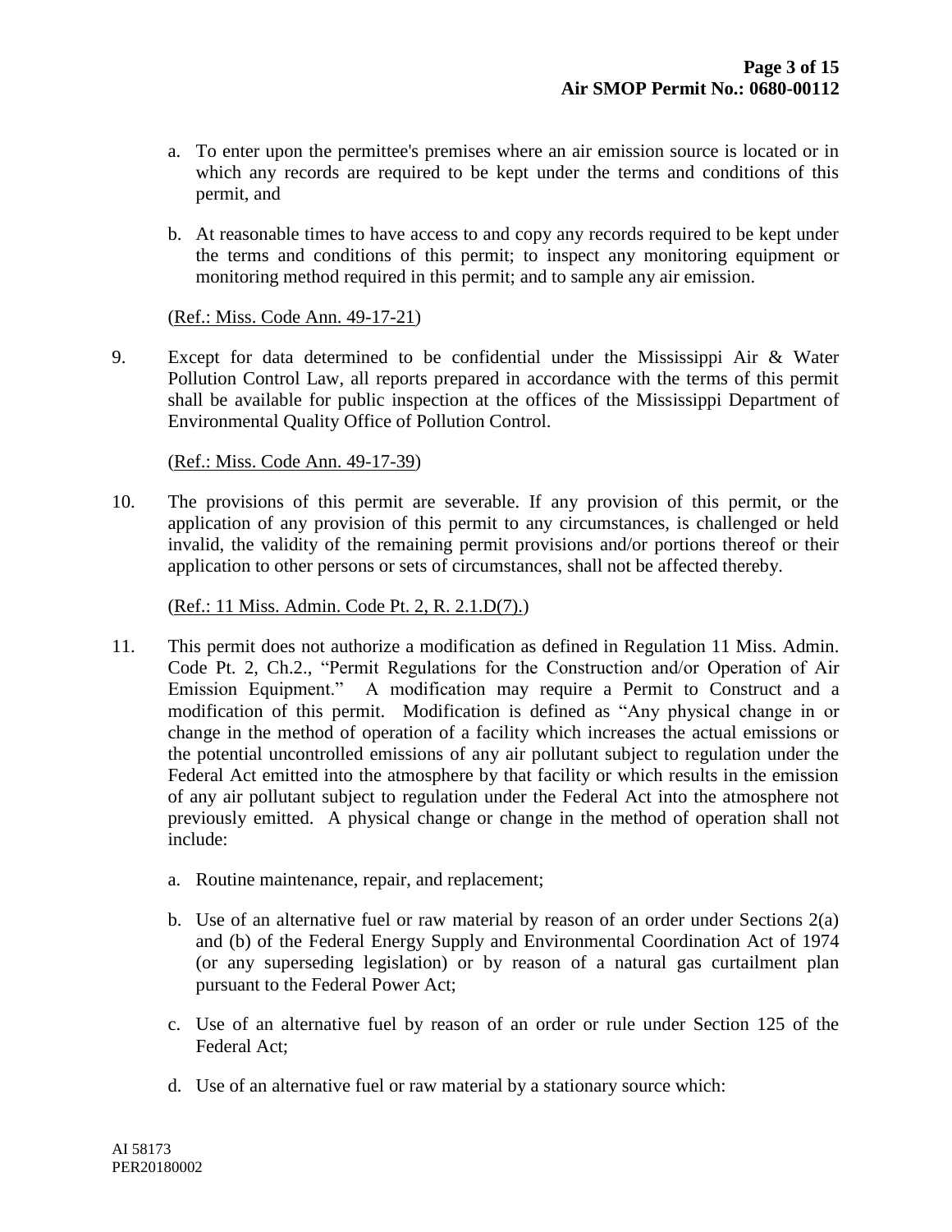a. To enter upon the permittee's premises where an air emission source is located or in which any records are required to be kept under the terms and conditions of this permit, and

b. At reasonable times to have access to and copy any records required to be kept under the terms and conditions of this permit; to inspect any monitoring equipment or monitoring method required in this permit; and to sample any air emission.

(Ref.: Miss. Code Ann. 49-17-21)

9. Except for data determined to be confidential under the Mississippi Air & Water Pollution Control Law, all reports prepared in accordance with the terms of this permit shall be available for public inspection at the offices of the Mississippi Department of Environmental Quality Office of Pollution Control.

(Ref.: Miss. Code Ann. 49-17-39)

10. The provisions of this permit are severable. If any provision of this permit, or the application of any provision of this permit to any circumstances, is challenged or held invalid, the validity of the remaining permit provisions and/or portions thereof or their application to other persons or sets of circumstances, shall not be affected thereby.

(Ref.: 11 Miss. Admin. Code Pt. 2, R. 2.1.D(7).)

11. This permit does not authorize a modification as defined in Regulation 11 Miss. Admin. Code Pt. 2, Ch.2., "Permit Regulations for the Construction and/or Operation of Air Emission Equipment." A modification may require a Permit to Construct and a modification of this permit. Modification is defined as "Any physical change in or change in the method of operation of a facility which increases the actual emissions or the potential uncontrolled emissions of any air pollutant subject to regulation under the Federal Act emitted into the atmosphere by that facility or which results in the emission of any air pollutant subject to regulation under the Federal Act into the atmosphere not previously emitted. A physical change or change in the method of operation shall not include:

a. Routine maintenance, repair, and replacement;

b. Use of an alternative fuel or raw material by reason of an order under Sections 2(a) and (b) of the Federal Energy Supply and Environmental Coordination Act of 1974 (or any superseding legislation) or by reason of a natural gas curtailment plan pursuant to the Federal Power Act;

c. Use of an alternative fuel by reason of an order or rule under Section 125 of the Federal Act;

d. Use of an alternative fuel or raw material by a stationary source which:

AI 58173
PER20180002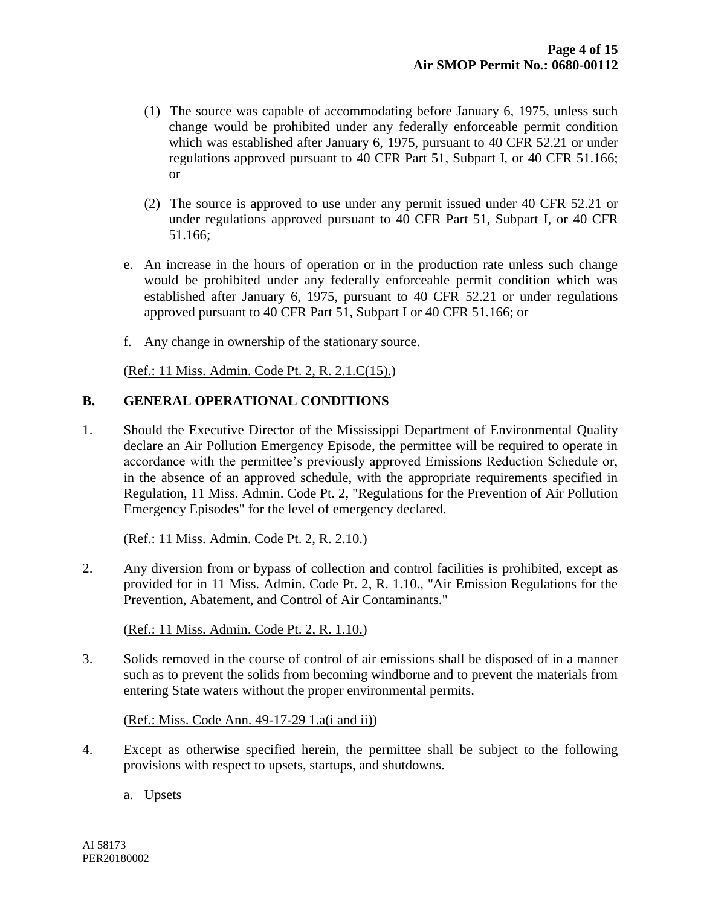(1) The source was capable of accommodating before January 6, 1975, unless such change would be prohibited under any federally enforceable permit condition which was established after January 6, 1975, pursuant to 40 CFR 52.21 or under regulations approved pursuant to 40 CFR Part 51, Subpart I, or 40 CFR 51.166; or

(2) The source is approved to use under any permit issued under 40 CFR 52.21 or under regulations approved pursuant to 40 CFR Part 51, Subpart I, or 40 CFR 51.166;

e. An increase in the hours of operation or in the production rate unless such change would be prohibited under any federally enforceable permit condition which was established after January 6, 1975, pursuant to 40 CFR 52.21 or under regulations approved pursuant to 40 CFR Part 51, Subpart I or 40 CFR 51.166; or

f. Any change in ownership of the stationary source.

(Ref.: 11 Miss. Admin. Code Pt. 2, R. 2.1.C(15).)

## B. GENERAL OPERATIONAL CONDITIONS

1. Should the Executive Director of the Mississippi Department of Environmental Quality declare an Air Pollution Emergency Episode, the permittee will be required to operate in accordance with the permittee's previously approved Emissions Reduction Schedule or, in the absence of an approved schedule, with the appropriate requirements specified in Regulation, 11 Miss. Admin. Code Pt. 2, "Regulations for the Prevention of Air Pollution Emergency Episodes" for the level of emergency declared.

   (Ref.: 11 Miss. Admin. Code Pt. 2, R. 2.10.)

2. Any diversion from or bypass of collection and control facilities is prohibited, except as provided for in 11 Miss. Admin. Code Pt. 2, R. 1.10., "Air Emission Regulations for the Prevention, Abatement, and Control of Air Contaminants."

   (Ref.: 11 Miss. Admin. Code Pt. 2, R. 1.10.)

3. Solids removed in the course of control of air emissions shall be disposed of in a manner such as to prevent the solids from becoming windborne and to prevent the materials from entering State waters without the proper environmental permits.

   (Ref.: Miss. Code Ann. 49-17-29 1.a(i and ii))

4. Except as otherwise specified herein, the permittee shall be subject to the following provisions with respect to upsets, startups, and shutdowns.

   a. Upsets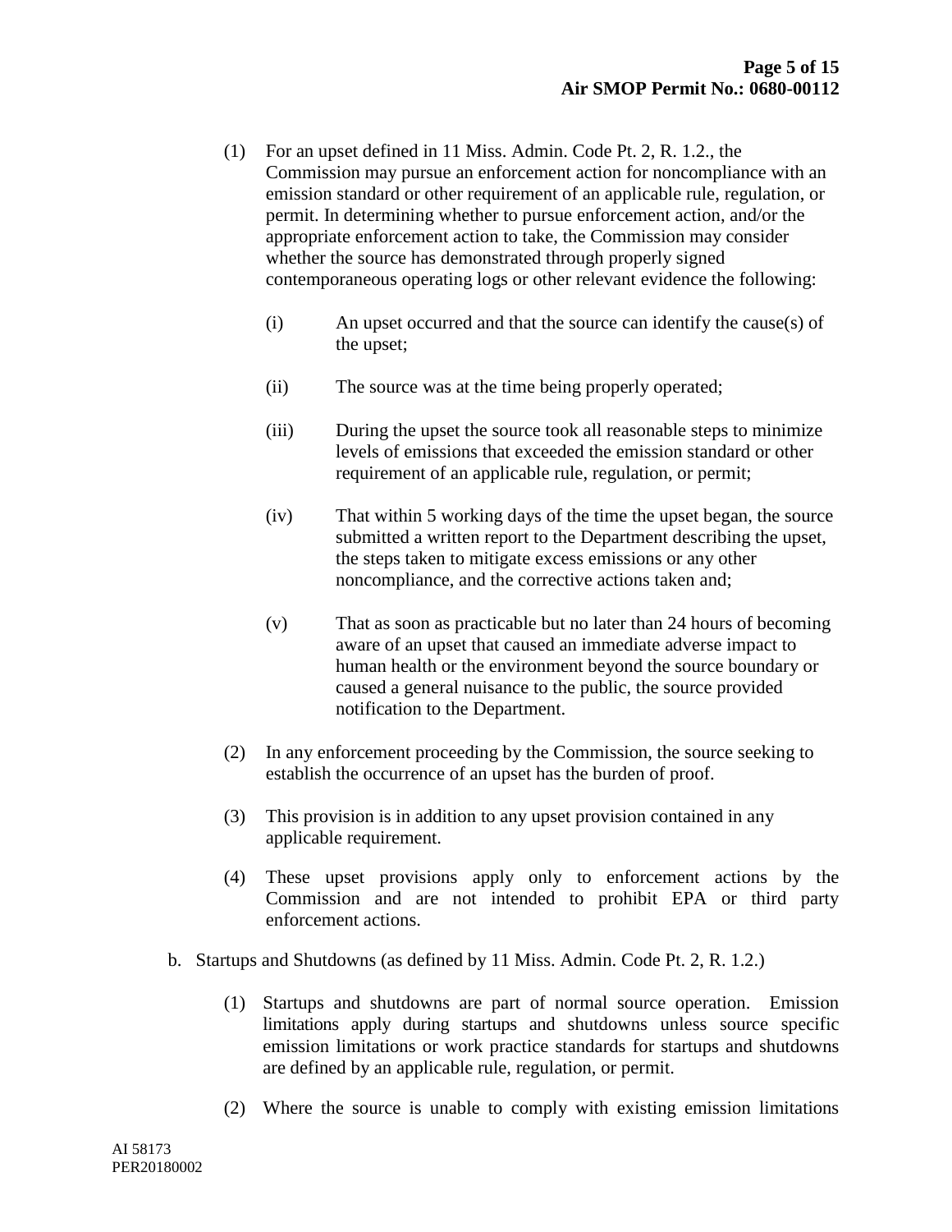(1) For an upset defined in 11 Miss. Admin. Code Pt. 2, R. 1.2., the Commission may pursue an enforcement action for noncompliance with an emission standard or other requirement of an applicable rule, regulation, or permit. In determining whether to pursue enforcement action, and/or the appropriate enforcement action to take, the Commission may consider whether the source has demonstrated through properly signed contemporaneous operating logs or other relevant evidence the following:

   (i) An upset occurred and that the source can identify the cause(s) of the upset;

   (ii) The source was at the time being properly operated;

   (iii) During the upset the source took all reasonable steps to minimize levels of emissions that exceeded the emission standard or other requirement of an applicable rule, regulation, or permit;

   (iv) That within 5 working days of the time the upset began, the source submitted a written report to the Department describing the upset, the steps taken to mitigate excess emissions or any other noncompliance, and the corrective actions taken and;

   (v) That as soon as practicable but no later than 24 hours of becoming aware of an upset that caused an immediate adverse impact to human health or the environment beyond the source boundary or caused a general nuisance to the public, the source provided notification to the Department.

(2) In any enforcement proceeding by the Commission, the source seeking to establish the occurrence of an upset has the burden of proof.

(3) This provision is in addition to any upset provision contained in any applicable requirement.

(4) These upset provisions apply only to enforcement actions by the Commission and are not intended to prohibit EPA or third party enforcement actions.

b. Startups and Shutdowns (as defined by 11 Miss. Admin. Code Pt. 2, R. 1.2.)

(1) Startups and shutdowns are part of normal source operation. Emission limitations apply during startups and shutdowns unless source specific emission limitations or work practice standards for startups and shutdowns are defined by an applicable rule, regulation, or permit.

(2) Where the source is unable to comply with existing emission limitations

AI 58173
PER20180002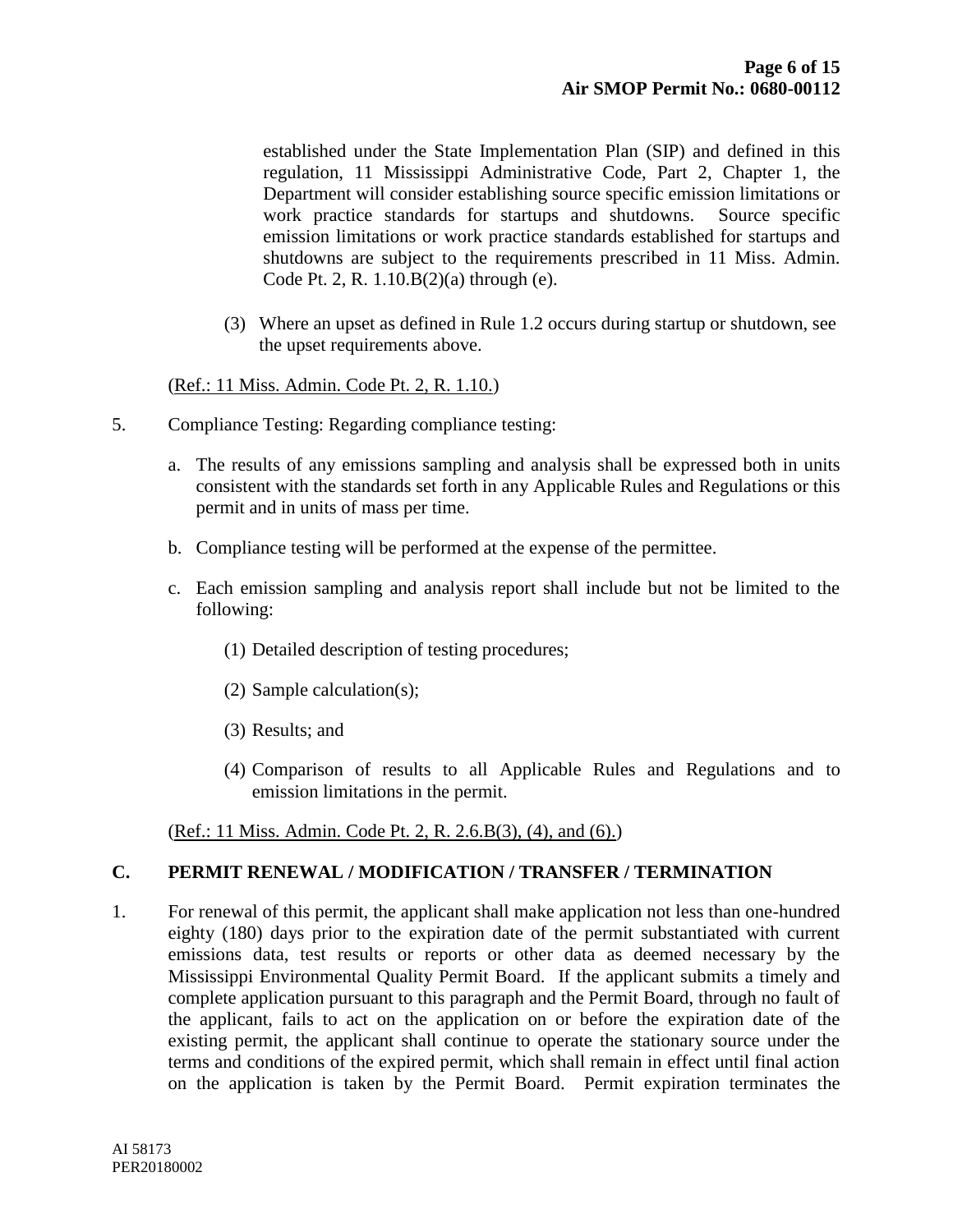established under the State Implementation Plan (SIP) and defined in this regulation, 11 Mississippi Administrative Code, Part 2, Chapter 1, the Department will consider establishing source specific emission limitations or work practice standards for startups and shutdowns. Source specific emission limitations or work practice standards established for startups and shutdowns are subject to the requirements prescribed in 11 Miss. Admin. Code Pt. 2, R. 1.10.B(2)(a) through (e).

(3) Where an upset as defined in Rule 1.2 occurs during startup or shutdown, see the upset requirements above.

(Ref.: 11 Miss. Admin. Code Pt. 2, R. 1.10.)

5. Compliance Testing: Regarding compliance testing:

   a. The results of any emissions sampling and analysis shall be expressed both in units consistent with the standards set forth in any Applicable Rules and Regulations or this permit and in units of mass per time.

   b. Compliance testing will be performed at the expense of the permittee.

   c. Each emission sampling and analysis report shall include but not be limited to the following:

      (1) Detailed description of testing procedures;

      (2) Sample calculation(s);

      (3) Results; and

      (4) Comparison of results to all Applicable Rules and Regulations and to emission limitations in the permit.

(Ref.: 11 Miss. Admin. Code Pt. 2, R. 2.6.B(3), (4), and (6).)

## C. PERMIT RENEWAL / MODIFICATION / TRANSFER / TERMINATION

1. For renewal of this permit, the applicant shall make application not less than one-hundred eighty (180) days prior to the expiration date of the permit substantiated with current emissions data, test results or reports or other data as deemed necessary by the Mississippi Environmental Quality Permit Board. If the applicant submits a timely and complete application pursuant to this paragraph and the Permit Board, through no fault of the applicant, fails to act on the application on or before the expiration date of the existing permit, the applicant shall continue to operate the stationary source under the terms and conditions of the expired permit, which shall remain in effect until final action on the application is taken by the Permit Board. Permit expiration terminates the

AI 58173
PER20180002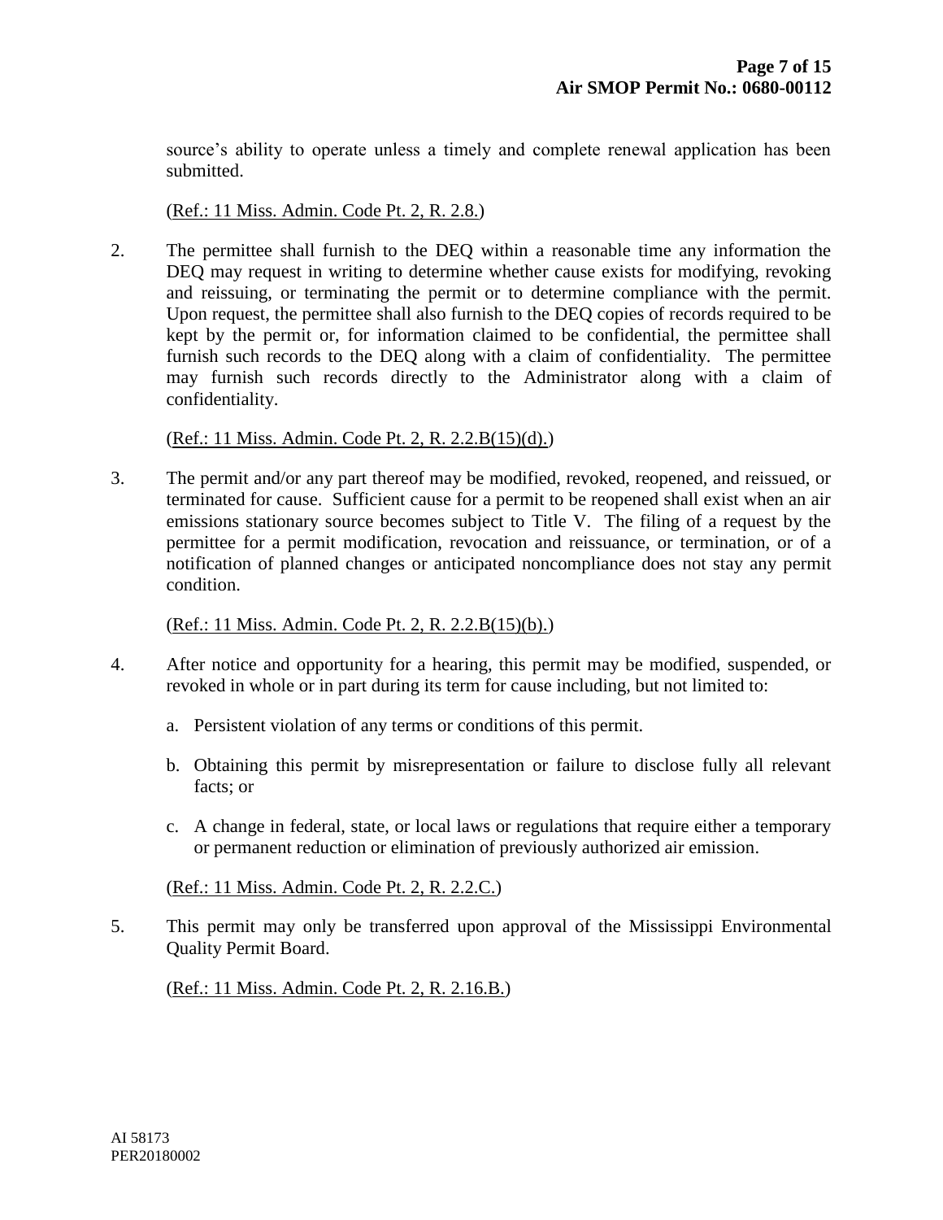source's ability to operate unless a timely and complete renewal application has been submitted.

(Ref.: 11 Miss. Admin. Code Pt. 2, R. 2.8.)

2. The permittee shall furnish to the DEQ within a reasonable time any information the DEQ may request in writing to determine whether cause exists for modifying, revoking and reissuing, or terminating the permit or to determine compliance with the permit. Upon request, the permittee shall also furnish to the DEQ copies of records required to be kept by the permit or, for information claimed to be confidential, the permittee shall furnish such records to the DEQ along with a claim of confidentiality. The permittee may furnish such records directly to the Administrator along with a claim of confidentiality.

   (Ref.: 11 Miss. Admin. Code Pt. 2, R. 2.2.B(15)(d).)

3. The permit and/or any part thereof may be modified, revoked, reopened, and reissued, or terminated for cause. Sufficient cause for a permit to be reopened shall exist when an air emissions stationary source becomes subject to Title V. The filing of a request by the permittee for a permit modification, revocation and reissuance, or termination, or of a notification of planned changes or anticipated noncompliance does not stay any permit condition.

   (Ref.: 11 Miss. Admin. Code Pt. 2, R. 2.2.B(15)(b).)

4. After notice and opportunity for a hearing, this permit may be modified, suspended, or revoked in whole or in part during its term for cause including, but not limited to:

   a. Persistent violation of any terms or conditions of this permit.

   b. Obtaining this permit by misrepresentation or failure to disclose fully all relevant facts; or

   c. A change in federal, state, or local laws or regulations that require either a temporary or permanent reduction or elimination of previously authorized air emission.

   (Ref.: 11 Miss. Admin. Code Pt. 2, R. 2.2.C.)

5. This permit may only be transferred upon approval of the Mississippi Environmental Quality Permit Board.

   (Ref.: 11 Miss. Admin. Code Pt. 2, R. 2.16.B.)

AI 58173
PER20180002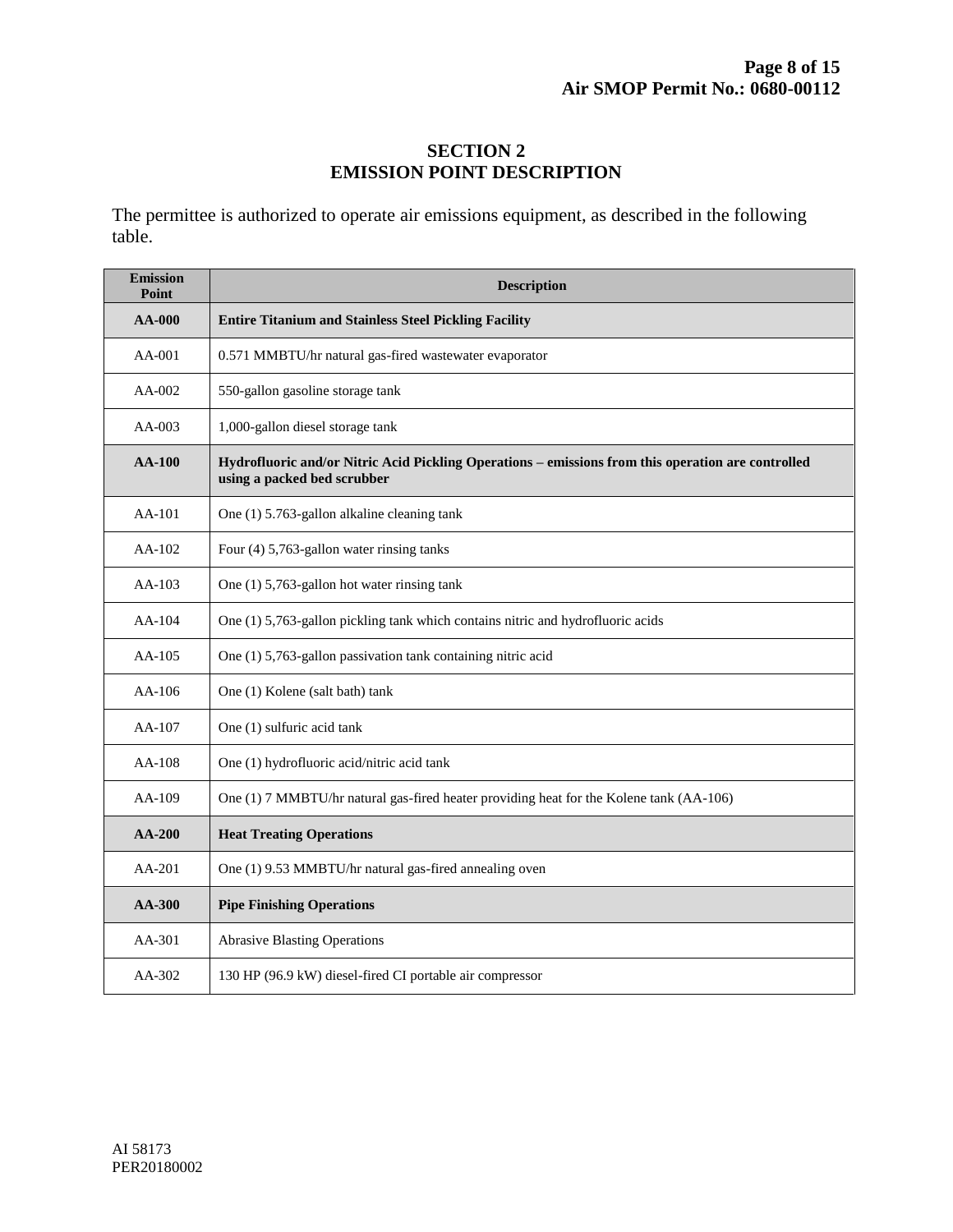## SECTION 2
## EMISSION POINT DESCRIPTION

The permittee is authorized to operate air emissions equipment, as described in the following table.

| Emission Point | Description |
|---|---|
| **AA-000** | **Entire Titanium and Stainless Steel Pickling Facility** |
| AA-001 | 0.571 MMBTU/hr natural gas-fired wastewater evaporator |
| AA-002 | 550-gallon gasoline storage tank |
| AA-003 | 1,000-gallon diesel storage tank |
| **AA-100** | **Hydrofluoric and/or Nitric Acid Pickling Operations – emissions from this operation are controlled using a packed bed scrubber** |
| AA-101 | One (1) 5.763-gallon alkaline cleaning tank |
| AA-102 | Four (4) 5,763-gallon water rinsing tanks |
| AA-103 | One (1) 5,763-gallon hot water rinsing tank |
| AA-104 | One (1) 5,763-gallon pickling tank which contains nitric and hydrofluoric acids |
| AA-105 | One (1) 5,763-gallon passivation tank containing nitric acid |
| AA-106 | One (1) Kolene (salt bath) tank |
| AA-107 | One (1) sulfuric acid tank |
| AA-108 | One (1) hydrofluoric acid/nitric acid tank |
| AA-109 | One (1) 7 MMBTU/hr natural gas-fired heater providing heat for the Kolene tank (AA-106) |
| **AA-200** | **Heat Treating Operations** |
| AA-201 | One (1) 9.53 MMBTU/hr natural gas-fired annealing oven |
| **AA-300** | **Pipe Finishing Operations** |
| AA-301 | Abrasive Blasting Operations |
| AA-302 | 130 HP (96.9 kW) diesel-fired CI portable air compressor |

AI 58173
PER20180002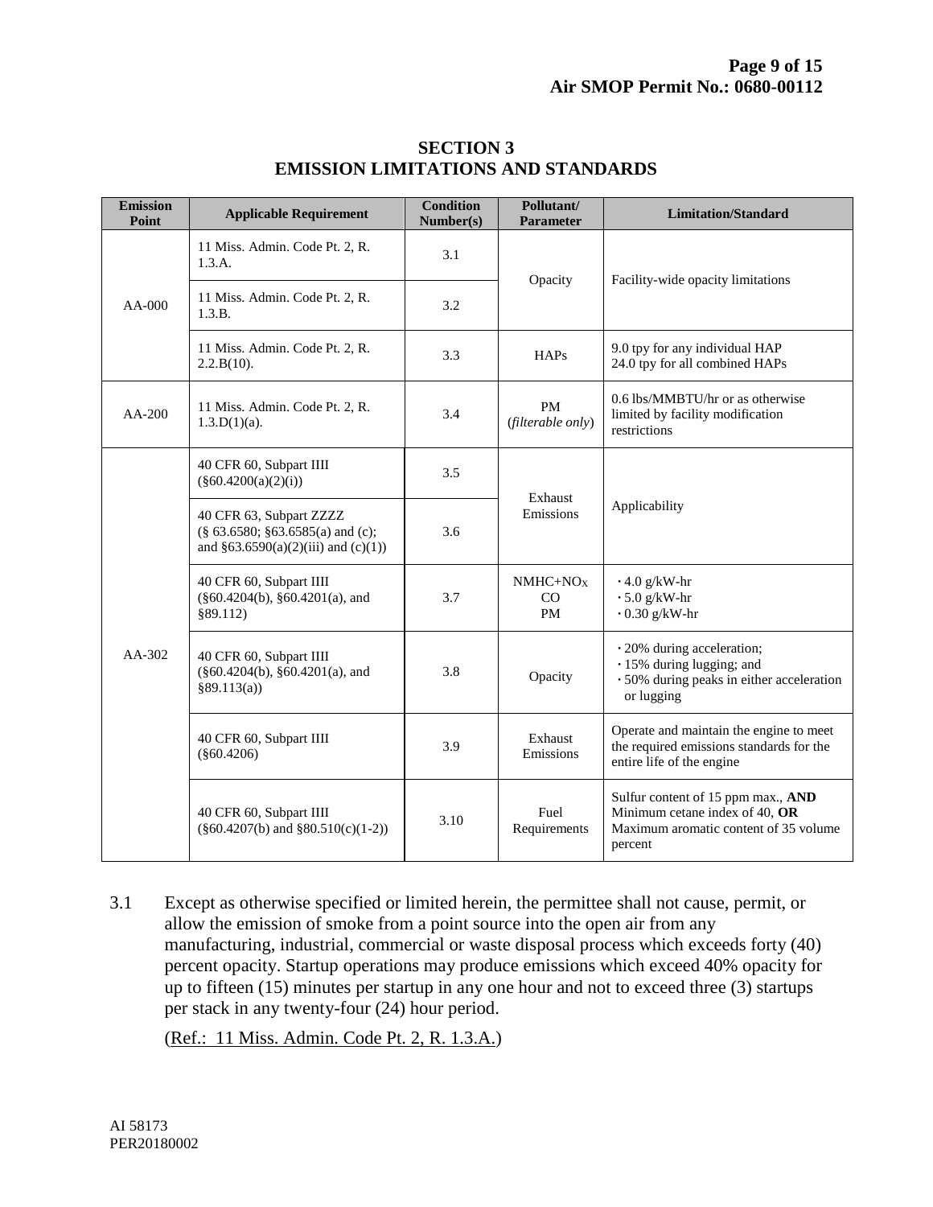# SECTION 3
# EMISSION LIMITATIONS AND STANDARDS

| Emission Point | Applicable Requirement | Condition Number(s) | Pollutant/ Parameter | Limitation/Standard |
|---|---|---|---|---|
| AA-000 | 11 Miss. Admin. Code Pt. 2, R. 1.3.A. | 3.1 | Opacity | Facility-wide opacity limitations |
| | 11 Miss. Admin. Code Pt. 2, R. 1.3.B. | 3.2 | | |
| | 11 Miss. Admin. Code Pt. 2, R. 2.2.B(10). | 3.3 | HAPs | 9.0 tpy for any individual HAP<br>24.0 tpy for all combined HAPs |
| AA-200 | 11 Miss. Admin. Code Pt. 2, R. 1.3.D(1)(a). | 3.4 | PM (*filterable only*) | 0.6 lbs/MMBTU/hr or as otherwise limited by facility modification restrictions |
| AA-302 | 40 CFR 60, Subpart IIII (§60.4200(a)(2)(i)) | 3.5 | Exhaust Emissions | Applicability |
| | 40 CFR 63, Subpart ZZZZ (§ 63.6580; §63.6585(a) and (c); and §63.6590(a)(2)(iii) and (c)(1)) | 3.6 | | |
| | 40 CFR 60, Subpart IIII (§60.4204(b), §60.4201(a), and §89.112) | 3.7 | $NMHC+NO_X$<br>CO<br>PM | · 4.0 g/kW-hr<br>· 5.0 g/kW-hr<br>· 0.30 g/kW-hr |
| | 40 CFR 60, Subpart IIII (§60.4204(b), §60.4201(a), and §89.113(a)) | 3.8 | Opacity | · 20% during acceleration;<br>· 15% during lugging; and<br>· 50% during peaks in either acceleration or lugging |
| | 40 CFR 60, Subpart IIII (§60.4206) | 3.9 | Exhaust Emissions | Operate and maintain the engine to meet the required emissions standards for the entire life of the engine |
| | 40 CFR 60, Subpart IIII (§60.4207(b) and §80.510(c)(1-2)) | 3.10 | Fuel Requirements | Sulfur content of 15 ppm max., **AND** Minimum cetane index of 40, **OR** Maximum aromatic content of 35 volume percent |

3.1 Except as otherwise specified or limited herein, the permittee shall not cause, permit, or allow the emission of smoke from a point source into the open air from any manufacturing, industrial, commercial or waste disposal process which exceeds forty (40) percent opacity. Startup operations may produce emissions which exceed 40% opacity for up to fifteen (15) minutes per startup in any one hour and not to exceed three (3) startups per stack in any twenty-four (24) hour period.

(Ref.: 11 Miss. Admin. Code Pt. 2, R. 1.3.A.)

AI 58173
PER20180002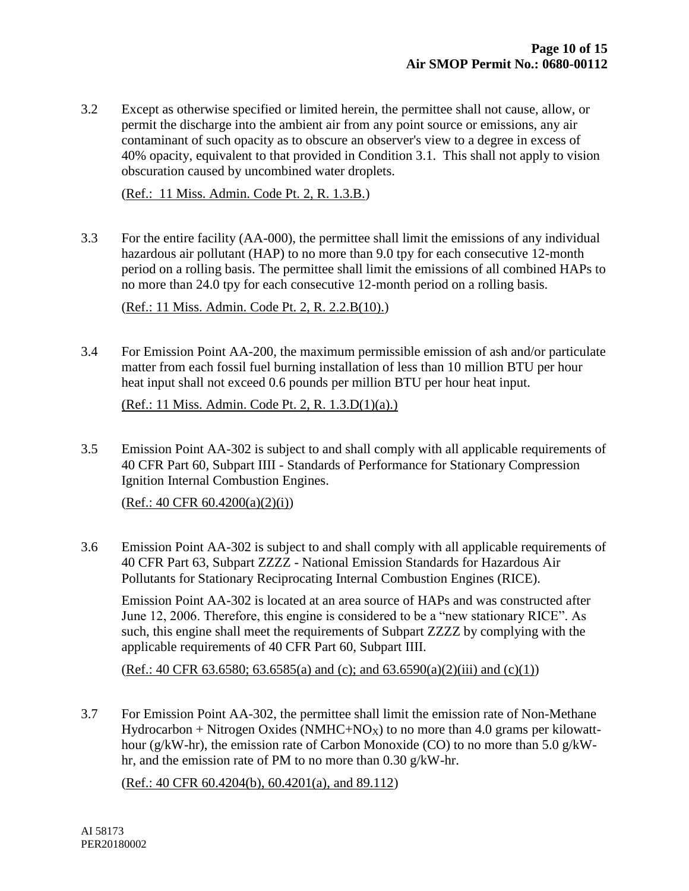3.2 Except as otherwise specified or limited herein, the permittee shall not cause, allow, or permit the discharge into the ambient air from any point source or emissions, any air contaminant of such opacity as to obscure an observer's view to a degree in excess of 40% opacity, equivalent to that provided in Condition 3.1. This shall not apply to vision obscuration caused by uncombined water droplets.

(Ref.: 11 Miss. Admin. Code Pt. 2, R. 1.3.B.)

3.3 For the entire facility (AA-000), the permittee shall limit the emissions of any individual hazardous air pollutant (HAP) to no more than 9.0 tpy for each consecutive 12-month period on a rolling basis. The permittee shall limit the emissions of all combined HAPs to no more than 24.0 tpy for each consecutive 12-month period on a rolling basis.

(Ref.: 11 Miss. Admin. Code Pt. 2, R. 2.2.B(10).)

3.4 For Emission Point AA-200, the maximum permissible emission of ash and/or particulate matter from each fossil fuel burning installation of less than 10 million BTU per hour heat input shall not exceed 0.6 pounds per million BTU per hour heat input.

(Ref.: 11 Miss. Admin. Code Pt. 2, R. 1.3.D(1)(a).)

3.5 Emission Point AA-302 is subject to and shall comply with all applicable requirements of 40 CFR Part 60, Subpart IIII - Standards of Performance for Stationary Compression Ignition Internal Combustion Engines.

(Ref.: 40 CFR 60.4200(a)(2)(i))

3.6 Emission Point AA-302 is subject to and shall comply with all applicable requirements of 40 CFR Part 63, Subpart ZZZZ - National Emission Standards for Hazardous Air Pollutants for Stationary Reciprocating Internal Combustion Engines (RICE).

Emission Point AA-302 is located at an area source of HAPs and was constructed after June 12, 2006. Therefore, this engine is considered to be a "new stationary RICE". As such, this engine shall meet the requirements of Subpart ZZZZ by complying with the applicable requirements of 40 CFR Part 60, Subpart IIII.

(Ref.: 40 CFR 63.6580; 63.6585(a) and (c); and 63.6590(a)(2)(iii) and (c)(1))

3.7 For Emission Point AA-302, the permittee shall limit the emission rate of Non-Methane Hydrocarbon + Nitrogen Oxides (NMHC+$NO_X$) to no more than 4.0 grams per kilowatt-hour (g/kW-hr), the emission rate of Carbon Monoxide (CO) to no more than 5.0 g/kW-hr, and the emission rate of PM to no more than 0.30 g/kW-hr.

(Ref.: 40 CFR 60.4204(b), 60.4201(a), and 89.112)

AI 58173
PER20180002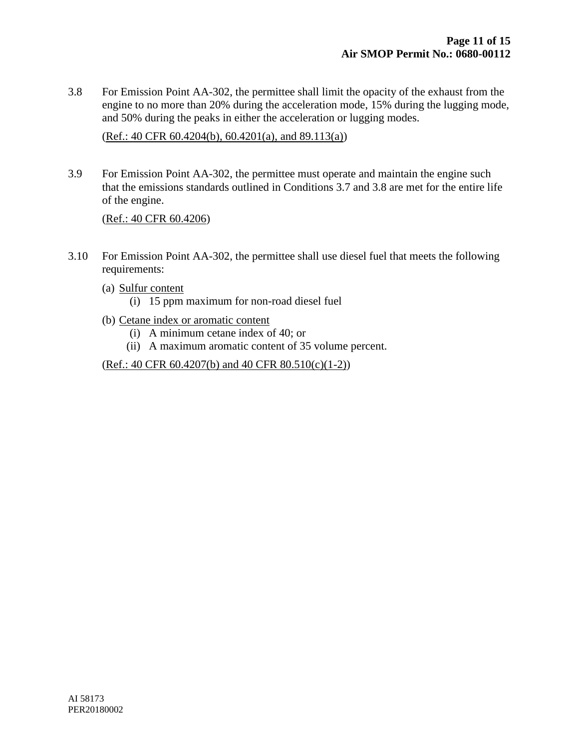3.8 For Emission Point AA-302, the permittee shall limit the opacity of the exhaust from the engine to no more than 20% during the acceleration mode, 15% during the lugging mode, and 50% during the peaks in either the acceleration or lugging modes.

(Ref.: 40 CFR 60.4204(b), 60.4201(a), and 89.113(a))

3.9 For Emission Point AA-302, the permittee must operate and maintain the engine such that the emissions standards outlined in Conditions 3.7 and 3.8 are met for the entire life of the engine.

(Ref.: 40 CFR 60.4206)

3.10 For Emission Point AA-302, the permittee shall use diesel fuel that meets the following requirements:

(a) Sulfur content
   (i) 15 ppm maximum for non-road diesel fuel

(b) Cetane index or aromatic content
   (i) A minimum cetane index of 40; or
   (ii) A maximum aromatic content of 35 volume percent.

(Ref.: 40 CFR 60.4207(b) and 40 CFR 80.510(c)(1-2))

AI 58173
PER20180002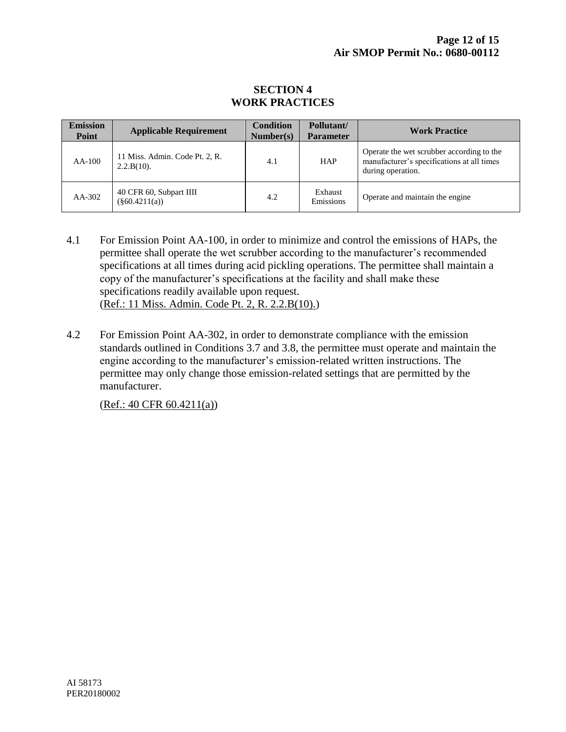# SECTION 4
# WORK PRACTICES

| Emission Point | Applicable Requirement | Condition Number(s) | Pollutant/ Parameter | Work Practice |
|---|---|---|---|---|
| AA-100 | 11 Miss. Admin. Code Pt. 2, R. 2.2.B(10). | 4.1 | HAP | Operate the wet scrubber according to the manufacturer's specifications at all times during operation. |
| AA-302 | 40 CFR 60, Subpart IIII (§60.4211(a)) | 4.2 | Exhaust Emissions | Operate and maintain the engine |

4.1 For Emission Point AA-100, in order to minimize and control the emissions of HAPs, the permittee shall operate the wet scrubber according to the manufacturer's recommended specifications at all times during acid pickling operations. The permittee shall maintain a copy of the manufacturer's specifications at the facility and shall make these specifications readily available upon request.
(Ref.: 11 Miss. Admin. Code Pt. 2, R. 2.2.B(10).)

4.2 For Emission Point AA-302, in order to demonstrate compliance with the emission standards outlined in Conditions 3.7 and 3.8, the permittee must operate and maintain the engine according to the manufacturer's emission-related written instructions. The permittee may only change those emission-related settings that are permitted by the manufacturer.

(Ref.: 40 CFR 60.4211(a))

AI 58173
PER20180002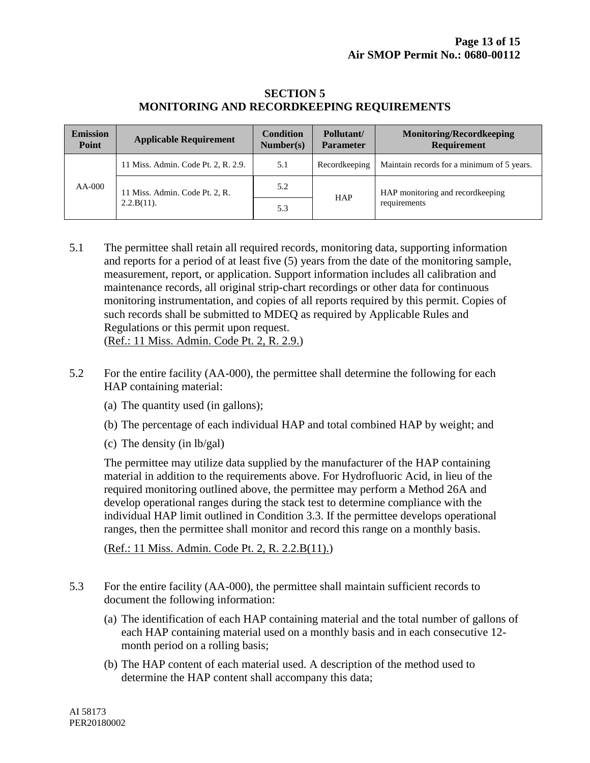## SECTION 5
## MONITORING AND RECORDKEEPING REQUIREMENTS

| Emission Point | Applicable Requirement | Condition Number(s) | Pollutant/ Parameter | Monitoring/Recordkeeping Requirement |
|---|---|---|---|---|
| AA-000 | 11 Miss. Admin. Code Pt. 2, R. 2.9. | 5.1 | Recordkeeping | Maintain records for a minimum of 5 years. |
| | 11 Miss. Admin. Code Pt. 2, R. 2.2.B(11). | 5.2 | HAP | HAP monitoring and recordkeeping requirements |
| | | 5.3 | | |

5.1 The permittee shall retain all required records, monitoring data, supporting information and reports for a period of at least five (5) years from the date of the monitoring sample, measurement, report, or application. Support information includes all calibration and maintenance records, all original strip-chart recordings or other data for continuous monitoring instrumentation, and copies of all reports required by this permit. Copies of such records shall be submitted to MDEQ as required by Applicable Rules and Regulations or this permit upon request.
(Ref.: 11 Miss. Admin. Code Pt. 2, R. 2.9.)

5.2 For the entire facility (AA-000), the permittee shall determine the following for each HAP containing material:

(a) The quantity used (in gallons);

(b) The percentage of each individual HAP and total combined HAP by weight; and

(c) The density (in lb/gal)

The permittee may utilize data supplied by the manufacturer of the HAP containing material in addition to the requirements above. For Hydrofluoric Acid, in lieu of the required monitoring outlined above, the permittee may perform a Method 26A and develop operational ranges during the stack test to determine compliance with the individual HAP limit outlined in Condition 3.3. If the permittee develops operational ranges, then the permittee shall monitor and record this range on a monthly basis.

(Ref.: 11 Miss. Admin. Code Pt. 2, R. 2.2.B(11).)

5.3 For the entire facility (AA-000), the permittee shall maintain sufficient records to document the following information:

(a) The identification of each HAP containing material and the total number of gallons of each HAP containing material used on a monthly basis and in each consecutive 12-month period on a rolling basis;

(b) The HAP content of each material used. A description of the method used to determine the HAP content shall accompany this data;

AI 58173
PER20180002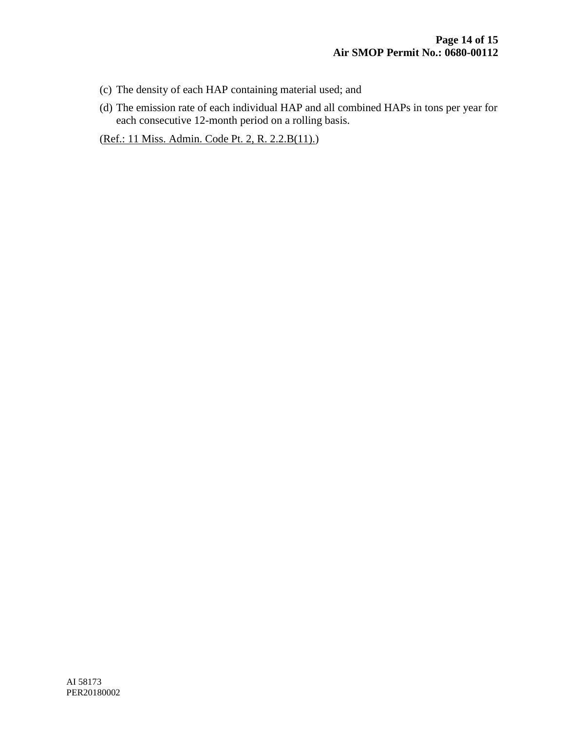(c) The density of each HAP containing material used; and

(d) The emission rate of each individual HAP and all combined HAPs in tons per year for each consecutive 12-month period on a rolling basis.

(Ref.: 11 Miss. Admin. Code Pt. 2, R. 2.2.B(11).)

AI 58173
PER20180002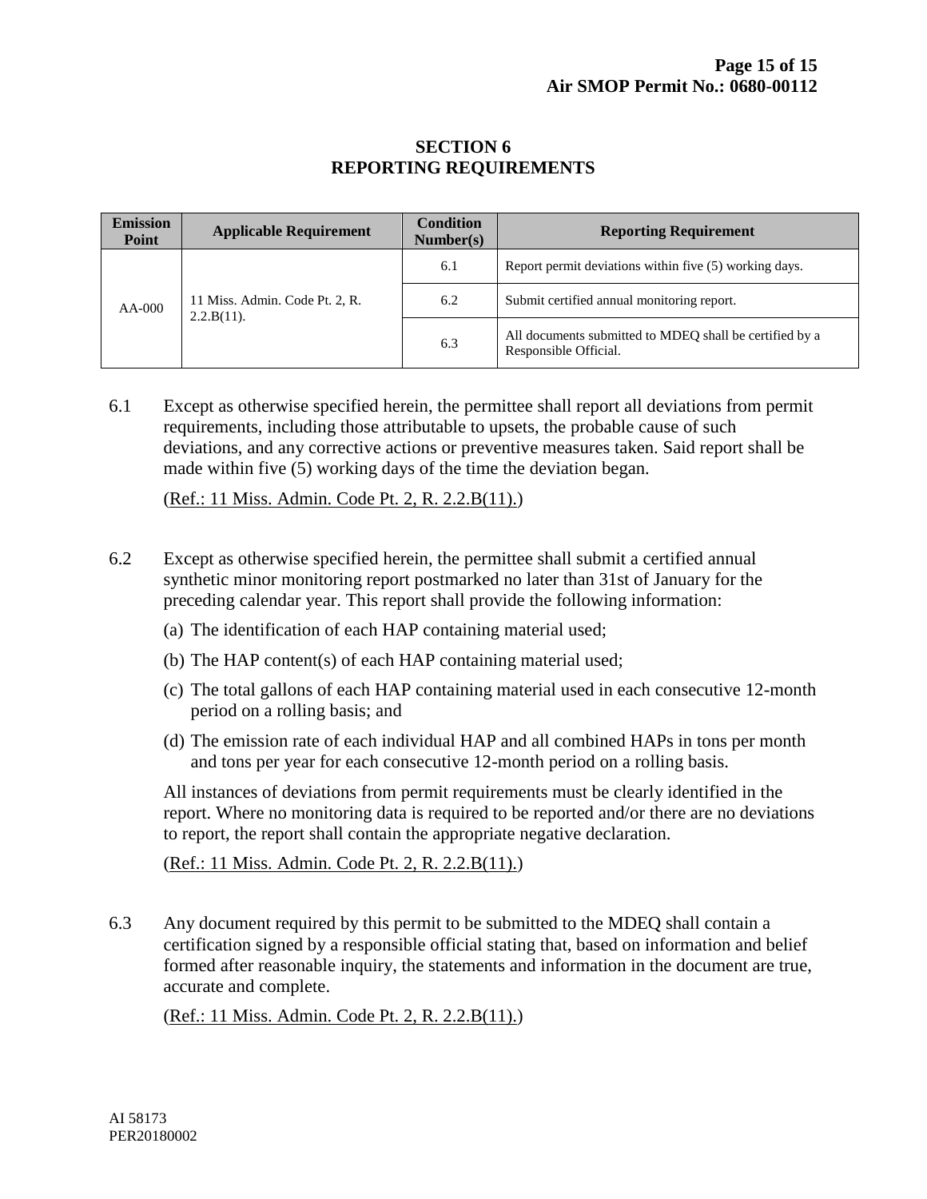## SECTION 6
## REPORTING REQUIREMENTS

| Emission Point | Applicable Requirement | Condition Number(s) | Reporting Requirement |
|---|---|---|---|
| AA-000 | 11 Miss. Admin. Code Pt. 2, R. 2.2.B(11). | 6.1 | Report permit deviations within five (5) working days. |
| | | 6.2 | Submit certified annual monitoring report. |
| | | 6.3 | All documents submitted to MDEQ shall be certified by a Responsible Official. |

6.1 Except as otherwise specified herein, the permittee shall report all deviations from permit requirements, including those attributable to upsets, the probable cause of such deviations, and any corrective actions or preventive measures taken. Said report shall be made within five (5) working days of the time the deviation began.

(Ref.: 11 Miss. Admin. Code Pt. 2, R. 2.2.B(11).)

6.2 Except as otherwise specified herein, the permittee shall submit a certified annual synthetic minor monitoring report postmarked no later than 31st of January for the preceding calendar year. This report shall provide the following information:

(a) The identification of each HAP containing material used;

(b) The HAP content(s) of each HAP containing material used;

(c) The total gallons of each HAP containing material used in each consecutive 12-month period on a rolling basis; and

(d) The emission rate of each individual HAP and all combined HAPs in tons per month and tons per year for each consecutive 12-month period on a rolling basis.

All instances of deviations from permit requirements must be clearly identified in the report. Where no monitoring data is required to be reported and/or there are no deviations to report, the report shall contain the appropriate negative declaration.

(Ref.: 11 Miss. Admin. Code Pt. 2, R. 2.2.B(11).)

6.3 Any document required by this permit to be submitted to the MDEQ shall contain a certification signed by a responsible official stating that, based on information and belief formed after reasonable inquiry, the statements and information in the document are true, accurate and complete.

(Ref.: 11 Miss. Admin. Code Pt. 2, R. 2.2.B(11).)

AI 58173
PER20180002